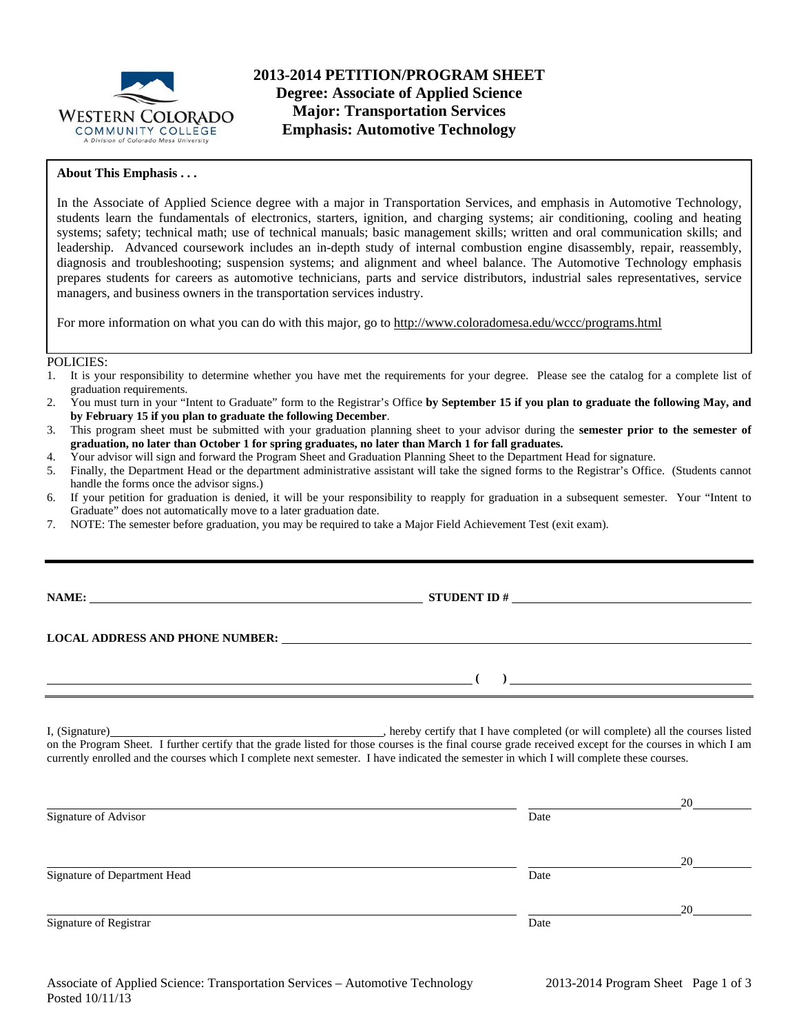# 2013-2014 PETITION/PROGRAM SHEET

## Degree: Associate of Applied Science
## Major: Transportation Services
## Emphasis: Automotive Technology

**About This Emphasis . . .**

In the Associate of Applied Science degree with a major in Transportation Services, and emphasis in Automotive Technology, students learn the fundamentals of electronics, starters, ignition, and charging systems; air conditioning, cooling and heating systems; safety; technical math; use of technical manuals; basic management skills; written and oral communication skills; and leadership. Advanced coursework includes an in-depth study of internal combustion engine disassembly, repair, reassembly, diagnosis and troubleshooting; suspension systems; and alignment and wheel balance. The Automotive Technology emphasis prepares students for careers as automotive technicians, parts and service distributors, industrial sales representatives, service managers, and business owners in the transportation services industry.

For more information on what you can do with this major, go to http://www.coloradomesa.edu/wccc/programs.html

POLICIES:

1. It is your responsibility to determine whether you have met the requirements for your degree. Please see the catalog for a complete list of graduation requirements.
2. You must turn in your "Intent to Graduate" form to the Registrar's Office **by September 15 if you plan to graduate the following May, and by February 15 if you plan to graduate the following December**.
3. This program sheet must be submitted with your graduation planning sheet to your advisor during the **semester prior to the semester of graduation, no later than October 1 for spring graduates, no later than March 1 for fall graduates.**
4. Your advisor will sign and forward the Program Sheet and Graduation Planning Sheet to the Department Head for signature.
5. Finally, the Department Head or the department administrative assistant will take the signed forms to the Registrar's Office. (Students cannot handle the forms once the advisor signs.)
6. If your petition for graduation is denied, it will be your responsibility to reapply for graduation in a subsequent semester. Your "Intent to Graduate" does not automatically move to a later graduation date.
7. NOTE: The semester before graduation, you may be required to take a Major Field Achievement Test (exit exam).

---

**NAME:** ______________________________ **STUDENT ID #** ______________________________

**LOCAL ADDRESS AND PHONE NUMBER:** ______________________________

______________________________ **( )** ______________________________

---

I, (Signature)______________________________, hereby certify that I have completed (or will complete) all the courses listed on the Program Sheet. I further certify that the grade listed for those courses is the final course grade received except for the courses in which I am currently enrolled and the courses which I complete next semester. I have indicated the semester in which I will complete these courses.

______________________________ ______________ 20______
Signature of Advisor Date

______________________________ ______________ 20______
Signature of Department Head Date

______________________________ ______________ 20______
Signature of Registrar Date

Associate of Applied Science: Transportation Services – Automotive Technology
Posted 10/11/13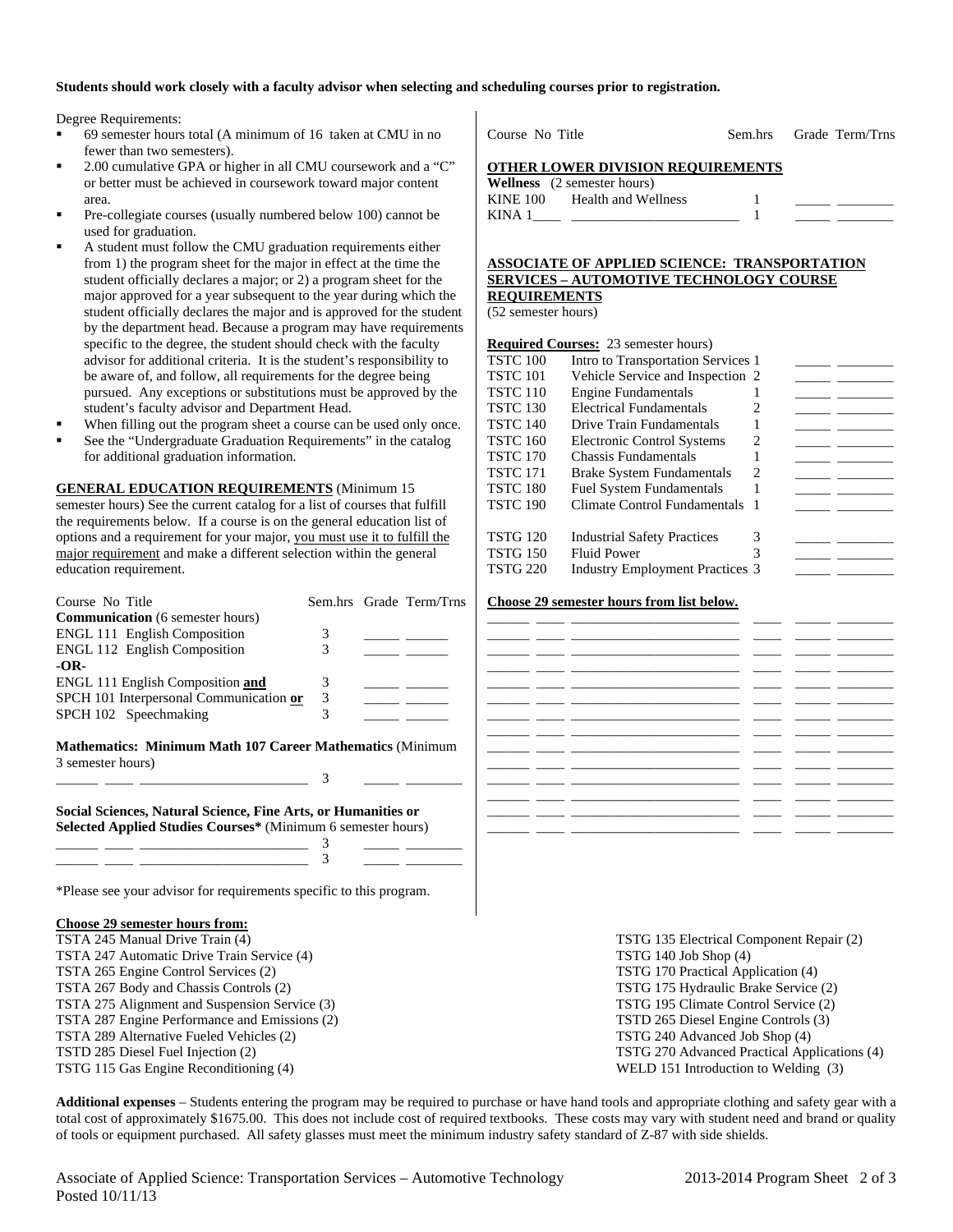**Students should work closely with a faculty advisor when selecting and scheduling courses prior to registration.**

Degree Requirements:

- 69 semester hours total (A minimum of 16 taken at CMU in no fewer than two semesters).
- 2.00 cumulative GPA or higher in all CMU coursework and a "C" or better must be achieved in coursework toward major content area.
- Pre-collegiate courses (usually numbered below 100) cannot be used for graduation.
- A student must follow the CMU graduation requirements either from 1) the program sheet for the major in effect at the time the student officially declares a major; or 2) a program sheet for the major approved for a year subsequent to the year during which the student officially declares the major and is approved for the student by the department head. Because a program may have requirements specific to the degree, the student should check with the faculty advisor for additional criteria. It is the student's responsibility to be aware of, and follow, all requirements for the degree being pursued. Any exceptions or substitutions must be approved by the student's faculty advisor and Department Head.
- When filling out the program sheet a course can be used only once.
- See the "Undergraduate Graduation Requirements" in the catalog for additional graduation information.

**GENERAL EDUCATION REQUIREMENTS** (Minimum 15 semester hours) See the current catalog for a list of courses that fulfill the requirements below. If a course is on the general education list of options and a requirement for your major, you must use it to fulfill the major requirement and make a different selection within the general education requirement.

| Course No Title | Sem.hrs | Grade | Term/Trns |
|---|---|---|---|
| **Communication** (6 semester hours) | | | |
| ENGL 111 English Composition | 3 | | |
| ENGL 112 English Composition | 3 | | |
| **-OR-** | | | |
| ENGL 111 English Composition **and** | 3 | | |
| SPCH 101 Interpersonal Communication **or** | 3 | | |
| SPCH 102 Speechmaking | 3 | | |
| **Mathematics: Minimum Math 107 Career Mathematics** (Minimum 3 semester hours) | | | |
| ______ ____ ______________________ | 3 | | |
| **Social Sciences, Natural Science, Fine Arts, or Humanities or Selected Applied Studies Courses*** (Minimum 6 semester hours) | | | |
| ______ ____ ______________________ | 3 | | |
| ______ ____ ______________________ | 3 | | |

*Please see your advisor for requirements specific to this program.

| Course No Title | Sem.hrs | Grade | Term/Trns |
|---|---|---|---|
| **OTHER LOWER DIVISION REQUIREMENTS** | | | |
| **Wellness** (2 semester hours) | | | |
| KINE 100 Health and Wellness | 1 | | |
| KINA 1____ ______________________ | 1 | | |

**ASSOCIATE OF APPLIED SCIENCE: TRANSPORTATION SERVICES – AUTOMOTIVE TECHNOLOGY COURSE REQUIREMENTS**
(52 semester hours)

**Required Courses:** 23 semester hours)

| Course No | Title | Sem.hrs | Grade | Term/Trns |
|---|---|---|---|---|
| TSTC 100 | Intro to Transportation Services | 1 | | |
| TSTC 101 | Vehicle Service and Inspection | 2 | | |
| TSTC 110 | Engine Fundamentals | 1 | | |
| TSTC 130 | Electrical Fundamentals | 2 | | |
| TSTC 140 | Drive Train Fundamentals | 1 | | |
| TSTC 160 | Electronic Control Systems | 2 | | |
| TSTC 170 | Chassis Fundamentals | 1 | | |
| TSTC 171 | Brake System Fundamentals | 2 | | |
| TSTC 180 | Fuel System Fundamentals | 1 | | |
| TSTC 190 | Climate Control Fundamentals | 1 | | |
| TSTG 120 | Industrial Safety Practices | 3 | | |
| TSTG 150 | Fluid Power | 3 | | |
| TSTG 220 | Industry Employment Practices | 3 | | |

**Choose 29 semester hours from list below.**

| Course | No | Title | Sem.hrs | Grade | Term/Trns |
|---|---|---|---|---|---|
| | | | | | |
| | | | | | |
| | | | | | |
| | | | | | |
| | | | | | |
| | | | | | |
| | | | | | |
| | | | | | |
| | | | | | |
| | | | | | |
| | | | | | |
| | | | | | |
| | | | | | |

**Choose 29 semester hours from:**

TSTA 245 Manual Drive Train (4)
TSTA 247 Automatic Drive Train Service (4)
TSTA 265 Engine Control Services (2)
TSTA 267 Body and Chassis Controls (2)
TSTA 275 Alignment and Suspension Service (3)
TSTA 287 Engine Performance and Emissions (2)
TSTA 289 Alternative Fueled Vehicles (2)
TSTD 285 Diesel Fuel Injection (2)
TSTG 115 Gas Engine Reconditioning (4)
TSTG 135 Electrical Component Repair (2)
TSTG 140 Job Shop (4)
TSTG 170 Practical Application (4)
TSTG 175 Hydraulic Brake Service (2)
TSTG 195 Climate Control Service (2)
TSTD 265 Diesel Engine Controls (3)
TSTG 240 Advanced Job Shop (4)
TSTG 270 Advanced Practical Applications (4)
WELD 151 Introduction to Welding (3)

**Additional expenses** – Students entering the program may be required to purchase or have hand tools and appropriate clothing and safety gear with a total cost of approximately $1675.00. This does not include cost of required textbooks. These costs may vary with student need and brand or quality of tools or equipment purchased. All safety glasses must meet the minimum industry safety standard of Z-87 with side shields.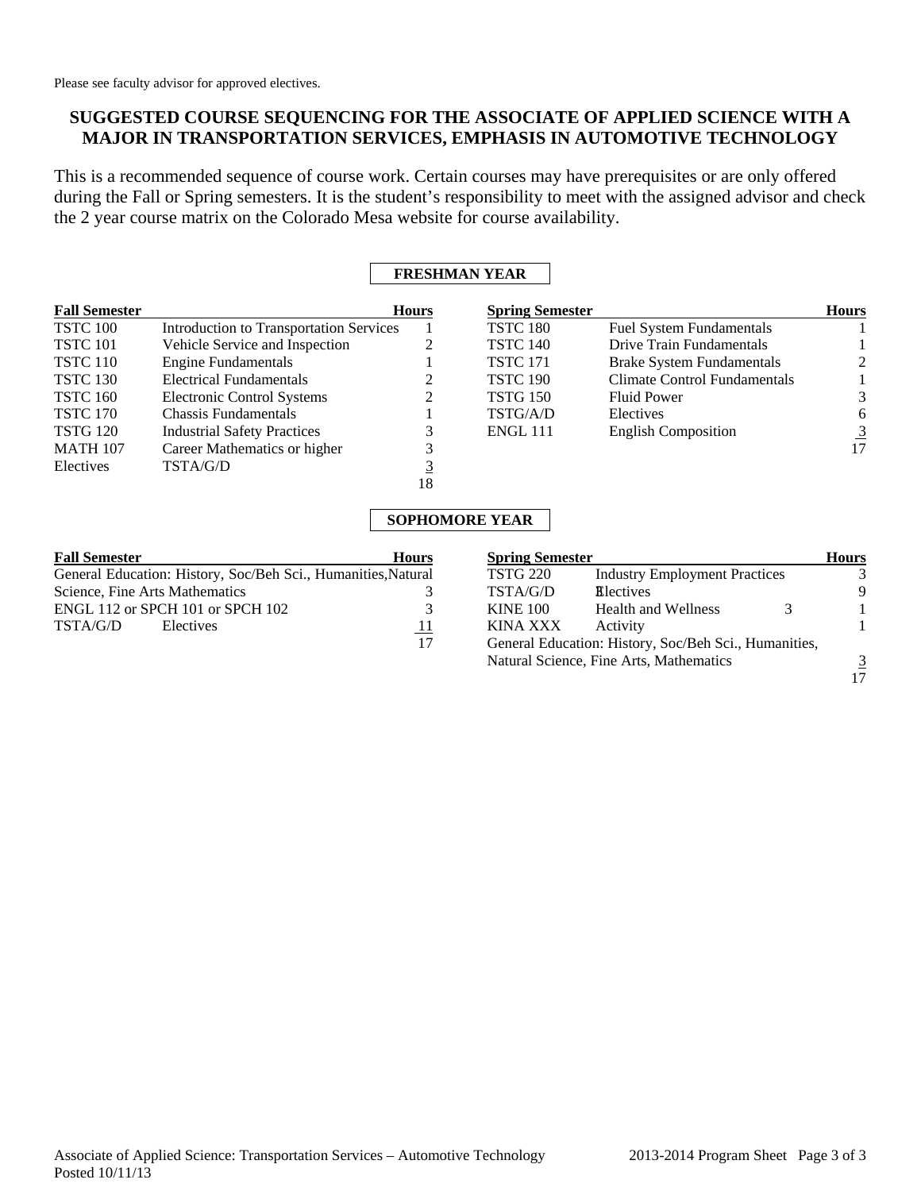Please see faculty advisor for approved electives.

## SUGGESTED COURSE SEQUENCING FOR THE ASSOCIATE OF APPLIED SCIENCE WITH A MAJOR IN TRANSPORTATION SERVICES, EMPHASIS IN AUTOMOTIVE TECHNOLOGY

This is a recommended sequence of course work. Certain courses may have prerequisites or are only offered during the Fall or Spring semesters. It is the student's responsibility to meet with the assigned advisor and check the 2 year course matrix on the Colorado Mesa website for course availability.

### FRESHMAN YEAR

| Fall Semester | | Hours |
|---|---|---|
| TSTC 100 | Introduction to Transportation Services | 1 |
| TSTC 101 | Vehicle Service and Inspection | 2 |
| TSTC 110 | Engine Fundamentals | 1 |
| TSTC 130 | Electrical Fundamentals | 2 |
| TSTC 160 | Electronic Control Systems | 2 |
| TSTC 170 | Chassis Fundamentals | 1 |
| TSTG 120 | Industrial Safety Practices | 3 |
| MATH 107 | Career Mathematics or higher | 3 |
| Electives | TSTA/G/D | 3 |
| | | 18 |

| Spring Semester | | Hours |
|---|---|---|
| TSTC 180 | Fuel System Fundamentals | 1 |
| TSTC 140 | Drive Train Fundamentals | 1 |
| TSTC 171 | Brake System Fundamentals | 2 |
| TSTC 190 | Climate Control Fundamentals | 1 |
| TSTG 150 | Fluid Power | 3 |
| TSTG/A/D | Electives | 6 |
| ENGL 111 | English Composition | 3 |
| | | 17 |

### SOPHOMORE YEAR

| Fall Semester | | Hours |
|---|---|---|
| General Education: History, Soc/Beh Sci., Humanities, Natural Science, Fine Arts Mathematics | | 3 |
| ENGL 112 or SPCH 101 or SPCH 102 | | 3 |
| TSTA/G/D | Electives | 11 |
| | | 17 |

| Spring Semester | | Hours |
|---|---|---|
| TSTG 220 | Industry Employment Practices | 3 |
| TSTA/G/D | Electives | 9 |
| KINE 100 | Health and Wellness | 1 |
| KINA XXX | Activity | 1 |
| General Education: History, Soc/Beh Sci., Humanities, Natural Science, Fine Arts, Mathematics | | 3 |
| | | 17 |